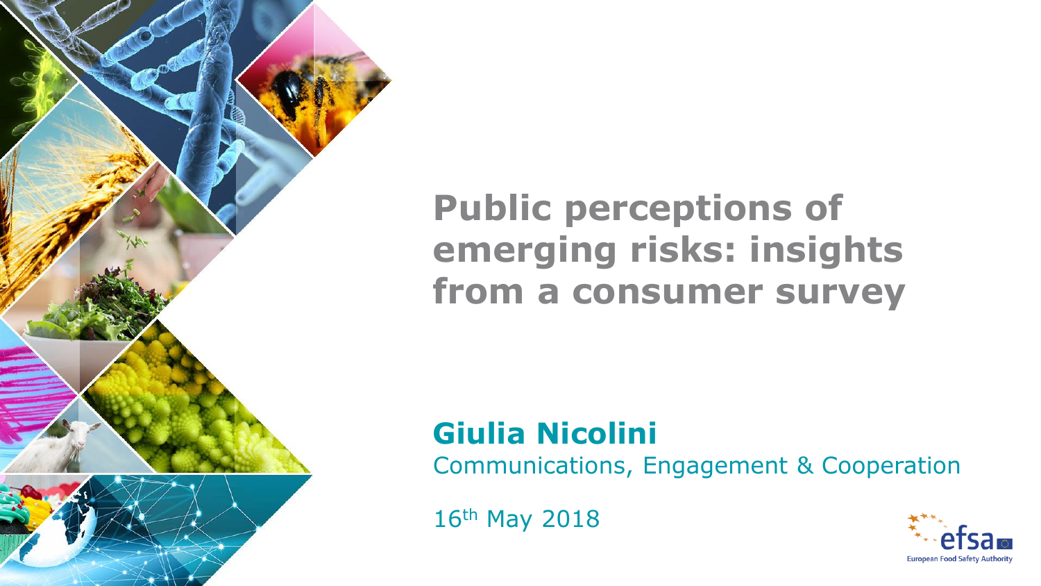# Public perceptions of emerging risks: insights from a consumer survey

**Giulia Nicolini**

Communications, Engagement & Cooperation

16th May 2018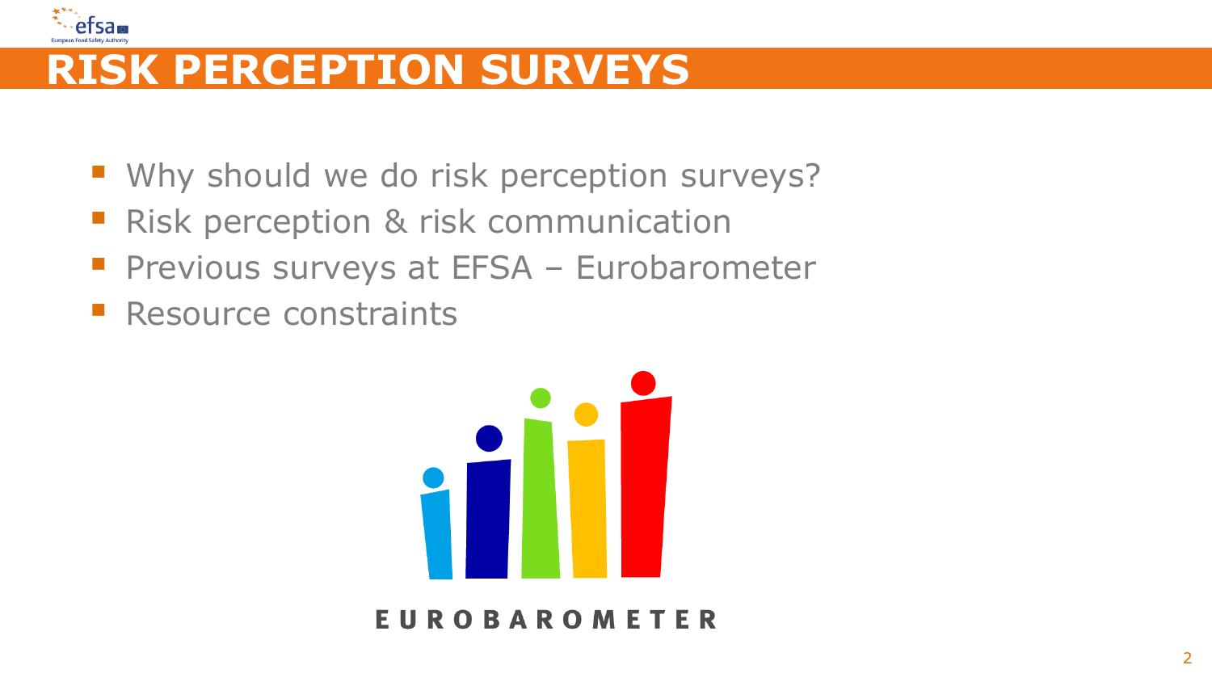# RISK PERCEPTION SURVEYS

- Why should we do risk perception surveys?
- Risk perception & risk communication
- Previous surveys at EFSA – Eurobarometer
- Resource constraints

EUROBAROMETER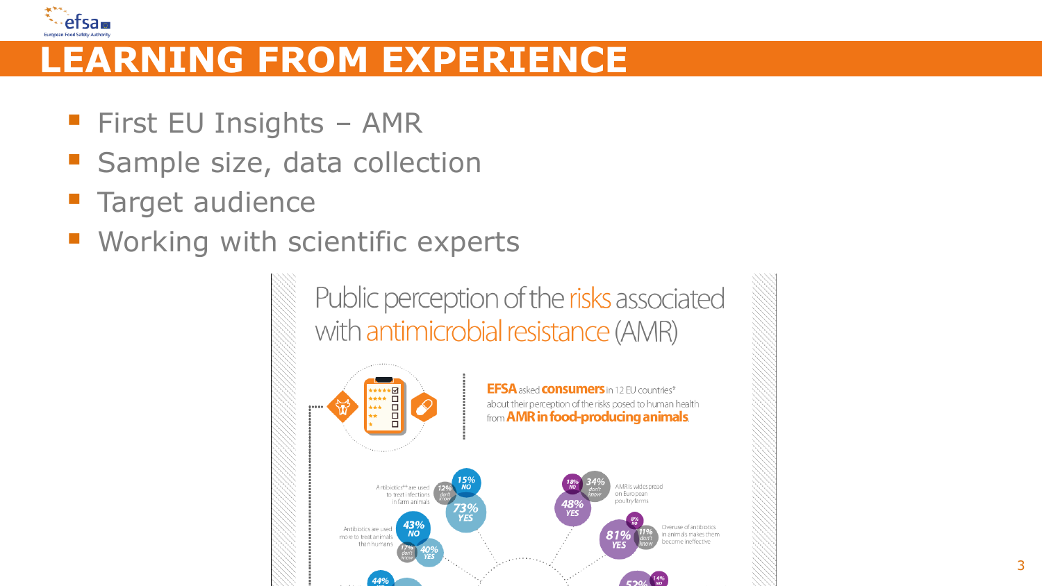# LEARNING FROM EXPERIENCE

- First EU Insights – AMR
- Sample size, data collection
- Target audience
- Working with scientific experts

Public perception of the risks associated with antimicrobial resistance (AMR)

EFSA asked consumers in 12 EU countries* about their perception of the risks posed to human health from AMR in food-producing animals.

Antibiotics** are used to treat infections in farm animals: 73% YES, 15% NO, 12% don't know

Antibiotics are used more to treat animals than humans: 40% YES, 43% NO, 17% don't know

AMR is widespread on European poultry farms: 48% YES, 18% NO, 34% don't know

Overuse of antibiotics in animals makes them become ineffective: 81% YES, 8% NO, 11% don't know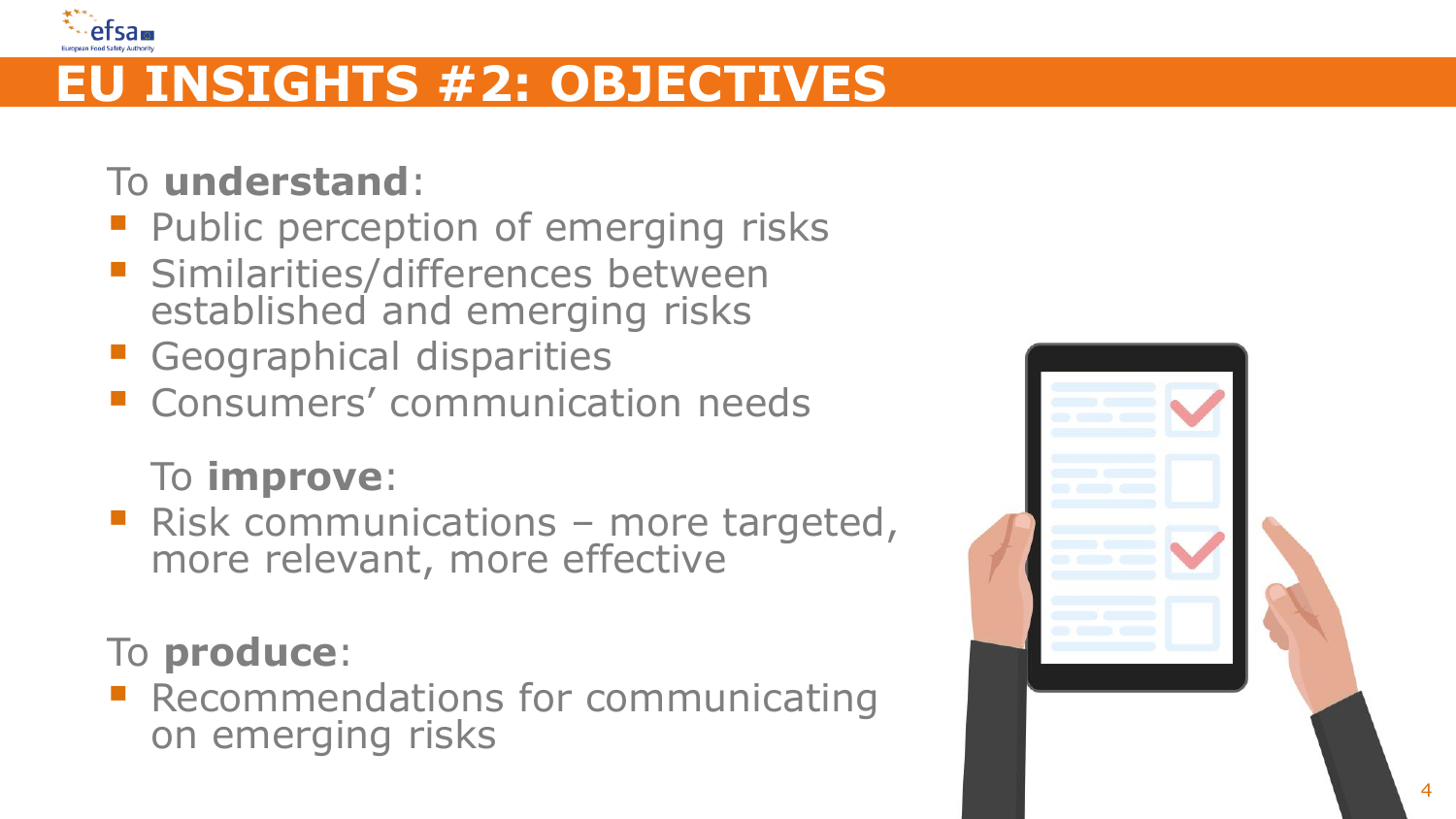# EU INSIGHTS #2: OBJECTIVES

To **understand**:

- Public perception of emerging risks
- Similarities/differences between established and emerging risks
- Geographical disparities
- Consumers' communication needs

To **improve**:

- Risk communications – more targeted, more relevant, more effective

To **produce**:

- Recommendations for communicating on emerging risks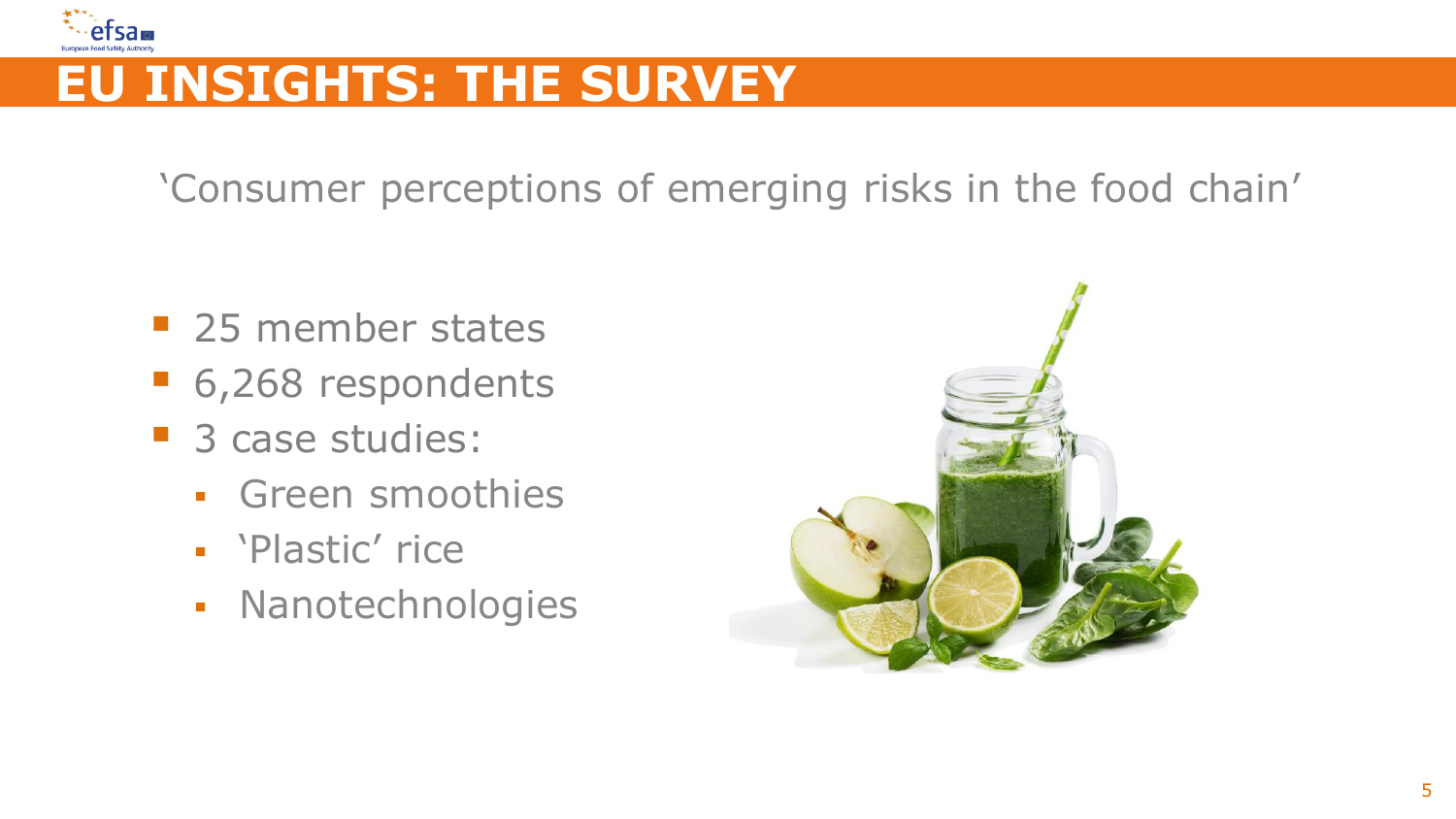# EU INSIGHTS: THE SURVEY

'Consumer perceptions of emerging risks in the food chain'

- 25 member states
- 6,268 respondents
- 3 case studies:
  - Green smoothies
  - 'Plastic' rice
  - Nanotechnologies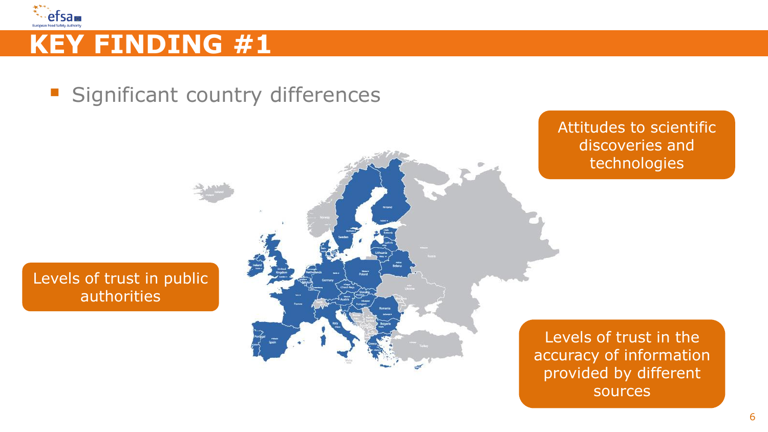# KEY FINDING #1

- Significant country differences

Attitudes to scientific discoveries and technologies

Levels of trust in public authorities

Levels of trust in the accuracy of information provided by different sources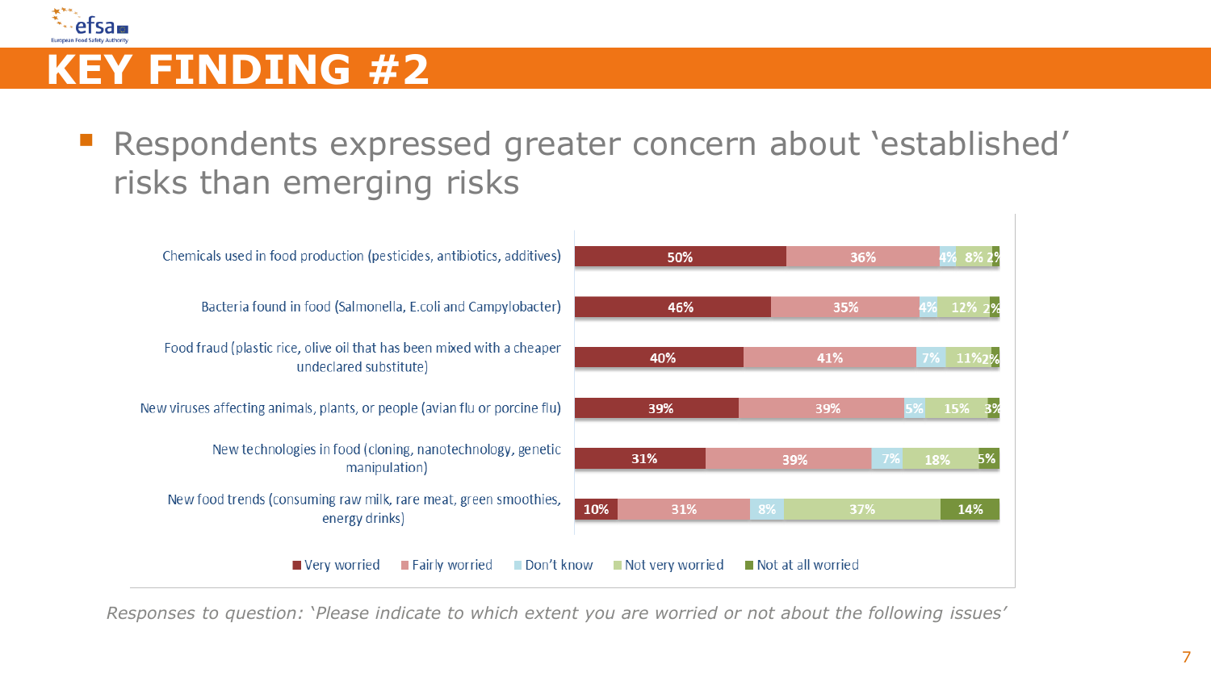# KEY FINDING #2

- Respondents expressed greater concern about 'established' risks than emerging risks

| | Very worried | Fairly worried | Don't know | Not very worried | Not at all worried |
|---|---|---|---|---|---|
| Chemicals used in food production (pesticides, antibiotics, additives) | 50% | 36% | 4% | 8% | 2% |
| Bacteria found in food (Salmonella, E.coli and Campylobacter) | 46% | 35% | 4% | 12% | 2% |
| Food fraud (plastic rice, olive oil that has been mixed with a cheaper undeclared substitute) | 40% | 41% | 7% | 11% | 2% |
| New viruses affecting animals, plants, or people (avian flu or porcine flu) | 39% | 39% | 5% | 15% | 3% |
| New technologies in food (cloning, nanotechnology, genetic manipulation) | 31% | 39% | 7% | 18% | 5% |
| New food trends (consuming raw milk, rare meat, green smoothies, energy drinks) | 10% | 31% | 8% | 37% | 14% |

*Responses to question: 'Please indicate to which extent you are worried or not about the following issues'*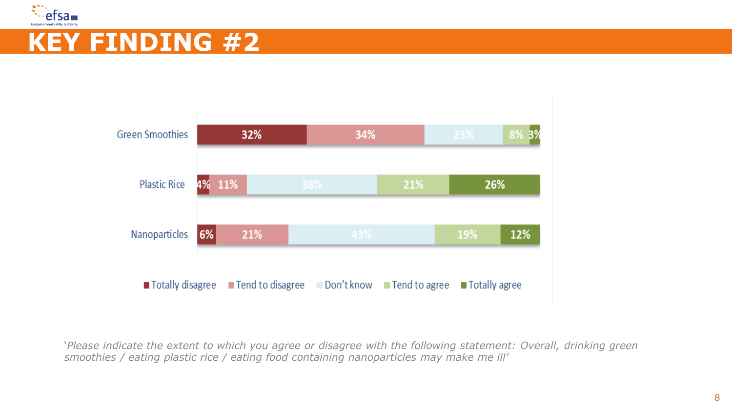# KEY FINDING #2

| | Totally disagree | Tend to disagree | Don't know | Tend to agree | Totally agree |
|---|---|---|---|---|---|
| Green Smoothies | 32% | 34% | 23% | 8% | 3% |
| Plastic Rice | 4% | 11% | 38% | 21% | 26% |
| Nanoparticles | 6% | 21% | 43% | 19% | 12% |

*'Please indicate the extent to which you agree or disagree with the following statement: Overall, drinking green smoothies / eating plastic rice / eating food containing nanoparticles may make me ill'*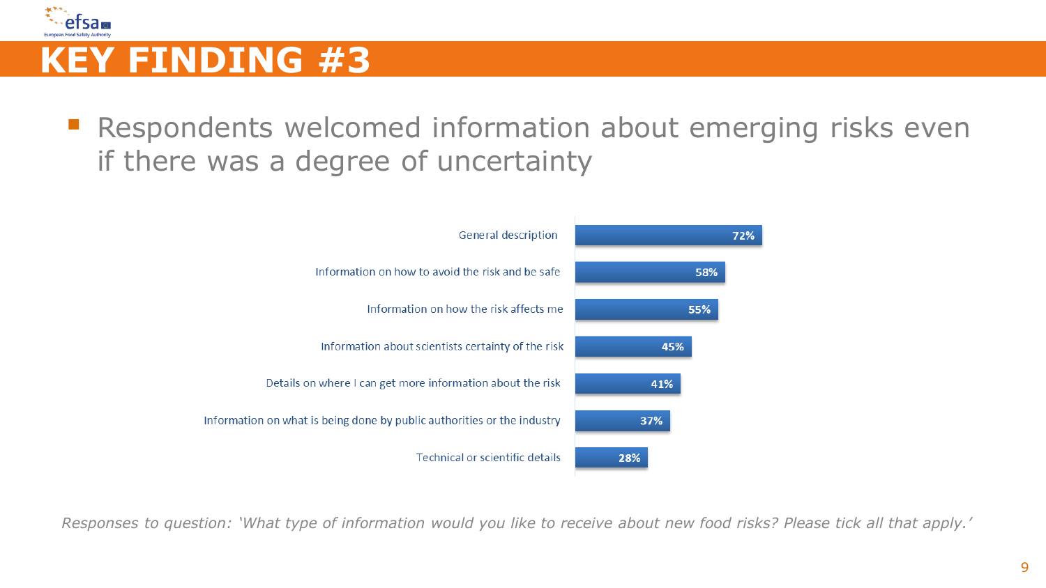# KEY FINDING #3

- Respondents welcomed information about emerging risks even if there was a degree of uncertainty

| Type of information | % |
| --- | --- |
| General description | 72% |
| Information on how to avoid the risk and be safe | 58% |
| Information on how the risk affects me | 55% |
| Information about scientists certainty of the risk | 45% |
| Details on where I can get more information about the risk | 41% |
| Information on what is being done by public authorities or the industry | 37% |
| Technical or scientific details | 28% |

*Responses to question: 'What type of information would you like to receive about new food risks? Please tick all that apply.'*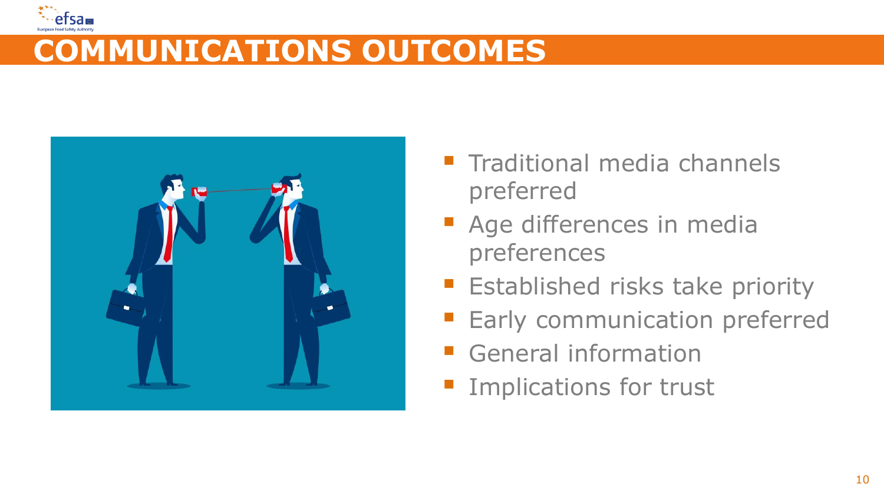# COMMUNICATIONS OUTCOMES

- Traditional media channels preferred
- Age differences in media preferences
- Established risks take priority
- Early communication preferred
- General information
- Implications for trust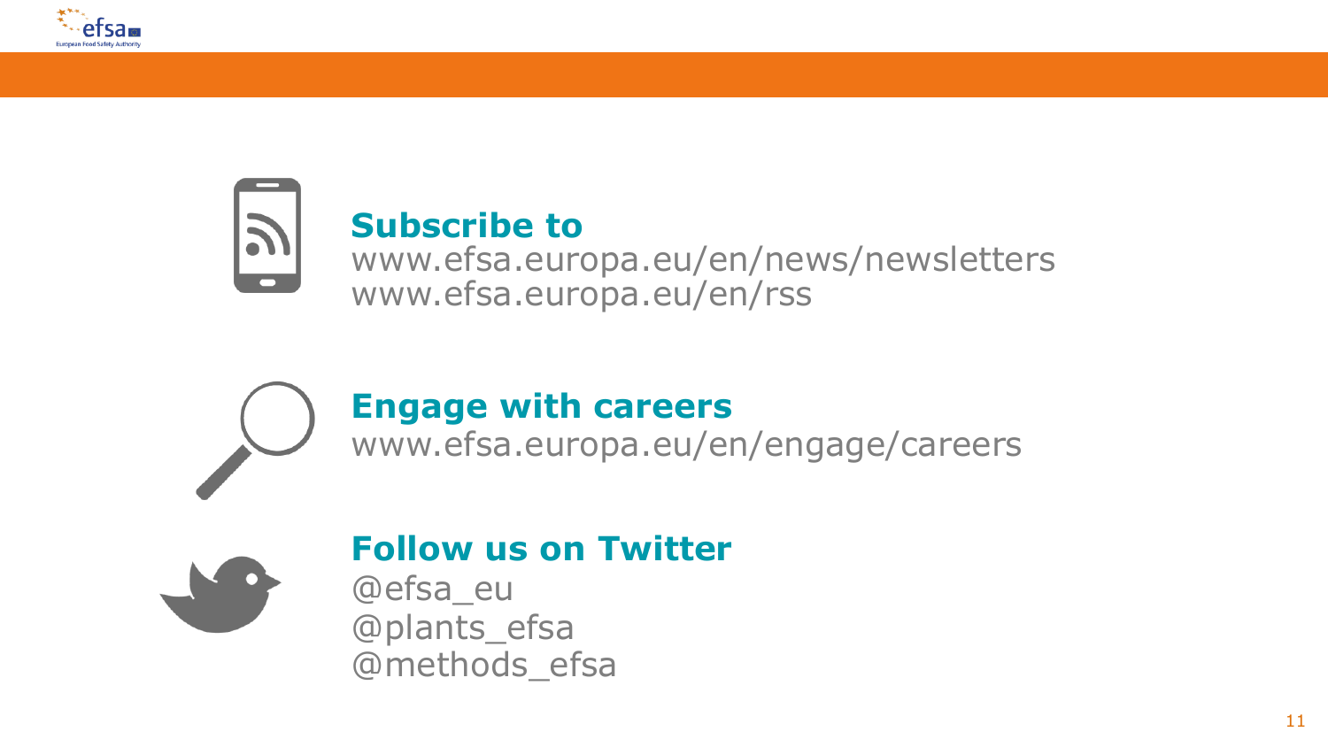**Subscribe to**

www.efsa.europa.eu/en/news/newsletters
www.efsa.europa.eu/en/rss

**Engage with careers**

www.efsa.europa.eu/en/engage/careers

**Follow us on Twitter**

@efsa_eu
@plants_efsa
@methods_efsa